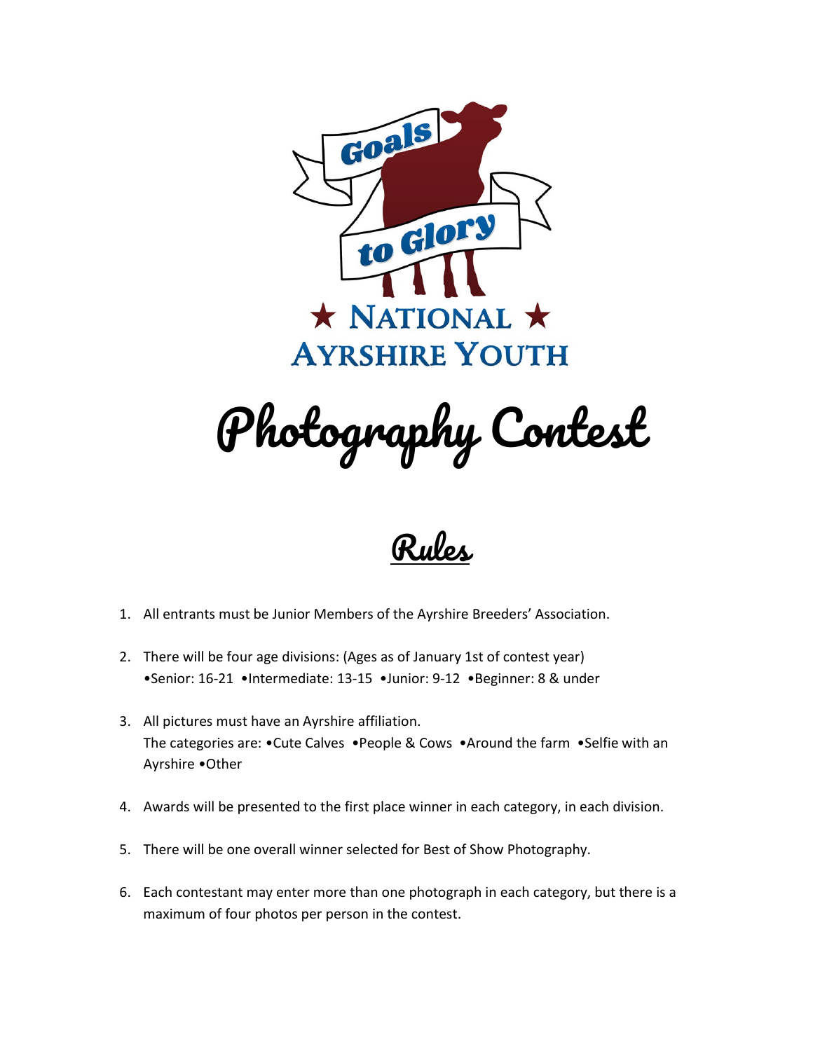Goals to Glory

★ NATIONAL ★
AYRSHIRE YOUTH

# Photography Contest

## Rules

1. All entrants must be Junior Members of the Ayrshire Breeders' Association.

2. There will be four age divisions: (Ages as of January 1st of contest year)
   •Senior: 16-21 •Intermediate: 13-15 •Junior: 9-12 •Beginner: 8 & under

3. All pictures must have an Ayrshire affiliation.
   The categories are: •Cute Calves •People & Cows •Around the farm •Selfie with an Ayrshire •Other

4. Awards will be presented to the first place winner in each category, in each division.

5. There will be one overall winner selected for Best of Show Photography.

6. Each contestant may enter more than one photograph in each category, but there is a maximum of four photos per person in the contest.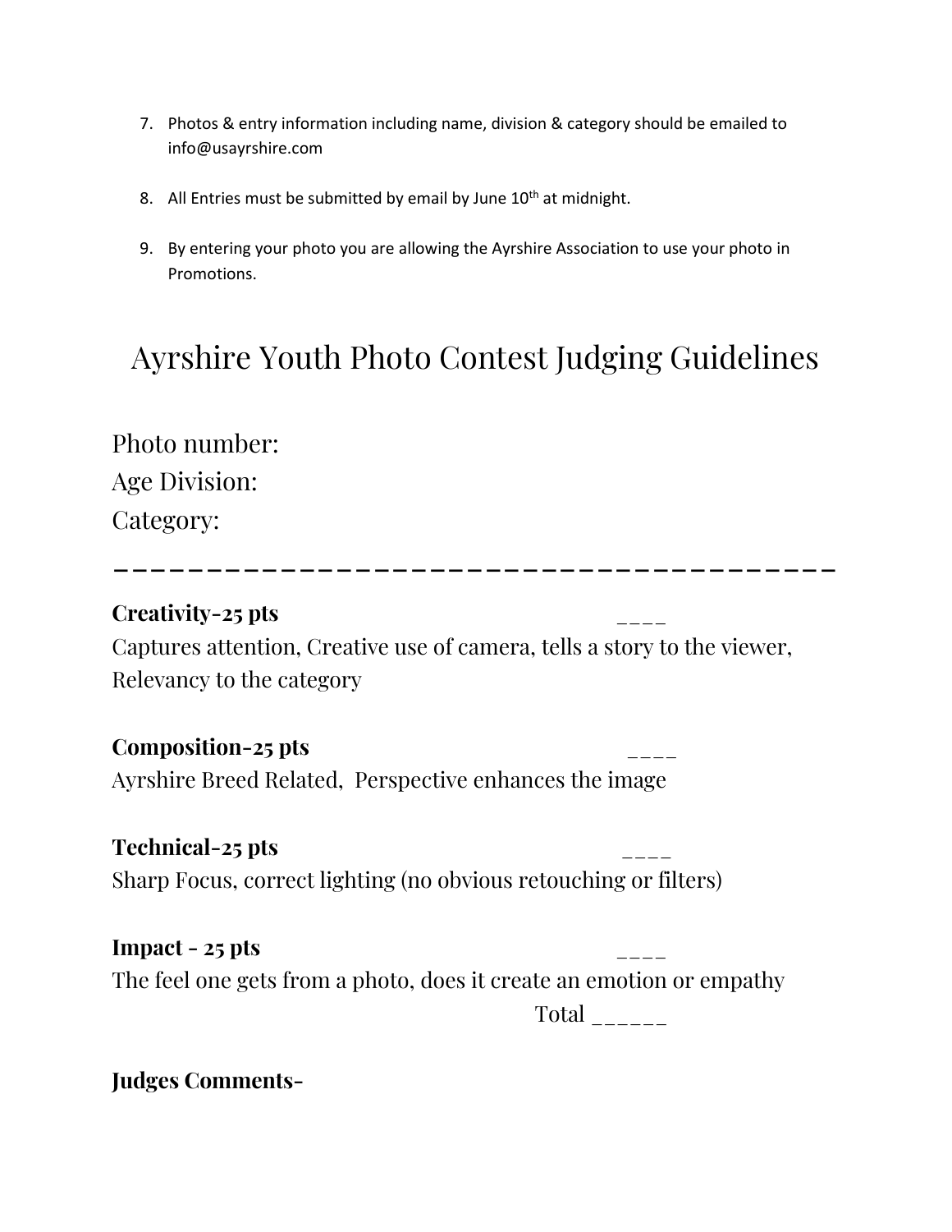7. Photos & entry information including name, division & category should be emailed to info@usayrshire.com

8. All Entries must be submitted by email by June 10th at midnight.

9. By entering your photo you are allowing the Ayrshire Association to use your photo in Promotions.

# Ayrshire Youth Photo Contest Judging Guidelines

Photo number:
Age Division:
Category:

---

**Creativity-25 pts** ____
Captures attention, Creative use of camera, tells a story to the viewer, Relevancy to the category

**Composition-25 pts** ____
Ayrshire Breed Related, Perspective enhances the image

**Technical-25 pts** ____
Sharp Focus, correct lighting (no obvious retouching or filters)

**Impact - 25 pts** ____
The feel one gets from a photo, does it create an emotion or empathy

Total ______

**Judges Comments-**